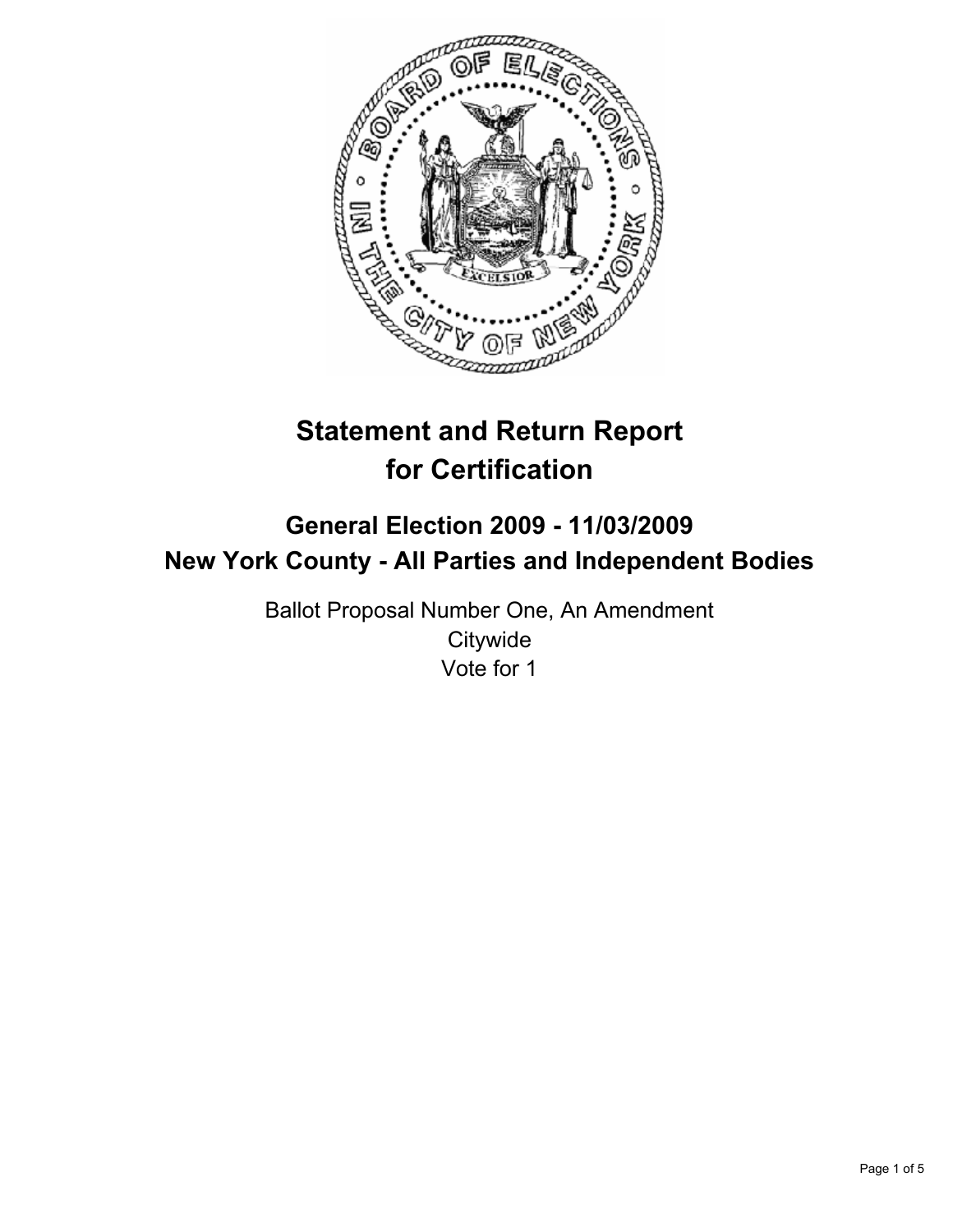# Statement and Return Report for Certification

## General Election 2009 - 11/03/2009

## New York County - All Parties and Independent Bodies

Ballot Proposal Number One, An Amendment
Citywide
Vote for 1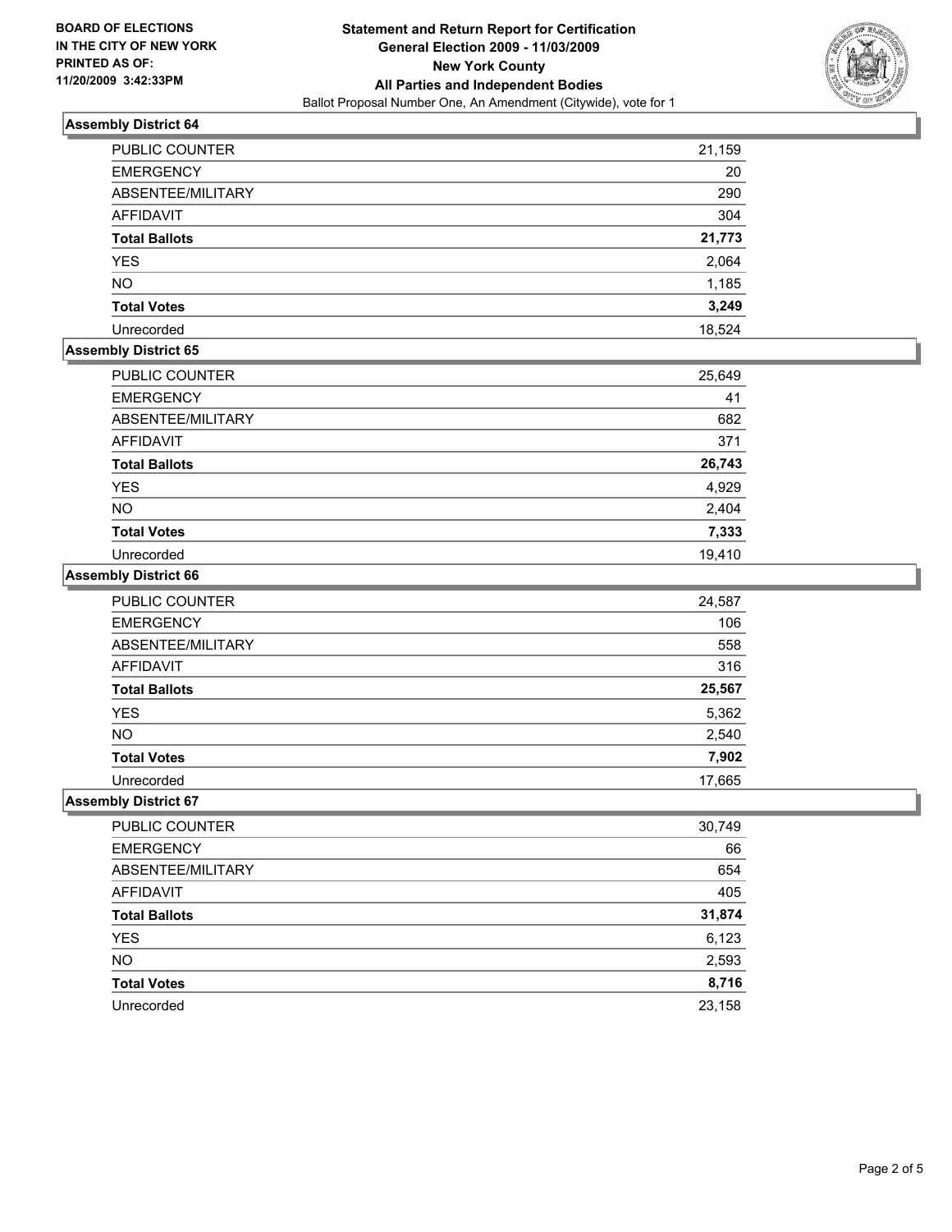**BOARD OF ELECTIONS IN THE CITY OF NEW YORK PRINTED AS OF: 11/20/2009 3:42:33PM**

**Statement and Return Report for Certification**
**General Election 2009 - 11/03/2009**
**New York County**
**All Parties and Independent Bodies**
Ballot Proposal Number One, An Amendment (Citywide), vote for 1

### Assembly District 64

| | |
|---|---|
| PUBLIC COUNTER | 21,159 |
| EMERGENCY | 20 |
| ABSENTEE/MILITARY | 290 |
| AFFIDAVIT | 304 |
| **Total Ballots** | **21,773** |
| YES | 2,064 |
| NO | 1,185 |
| **Total Votes** | **3,249** |
| Unrecorded | 18,524 |

### Assembly District 65

| | |
|---|---|
| PUBLIC COUNTER | 25,649 |
| EMERGENCY | 41 |
| ABSENTEE/MILITARY | 682 |
| AFFIDAVIT | 371 |
| **Total Ballots** | **26,743** |
| YES | 4,929 |
| NO | 2,404 |
| **Total Votes** | **7,333** |
| Unrecorded | 19,410 |

### Assembly District 66

| | |
|---|---|
| PUBLIC COUNTER | 24,587 |
| EMERGENCY | 106 |
| ABSENTEE/MILITARY | 558 |
| AFFIDAVIT | 316 |
| **Total Ballots** | **25,567** |
| YES | 5,362 |
| NO | 2,540 |
| **Total Votes** | **7,902** |
| Unrecorded | 17,665 |

### Assembly District 67

| | |
|---|---|
| PUBLIC COUNTER | 30,749 |
| EMERGENCY | 66 |
| ABSENTEE/MILITARY | 654 |
| AFFIDAVIT | 405 |
| **Total Ballots** | **31,874** |
| YES | 6,123 |
| NO | 2,593 |
| **Total Votes** | **8,716** |
| Unrecorded | 23,158 |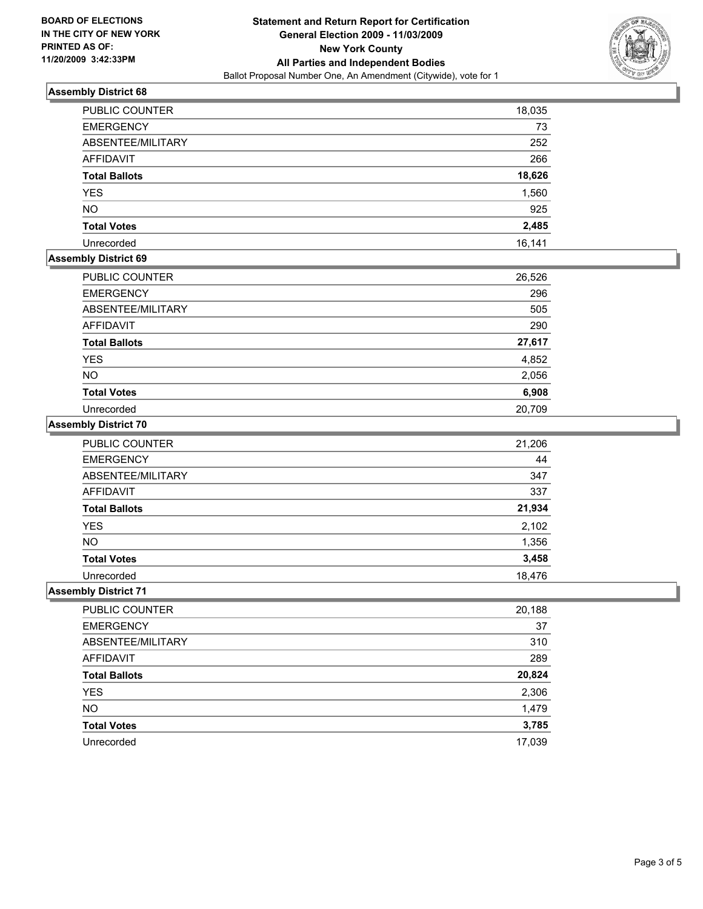**BOARD OF ELECTIONS IN THE CITY OF NEW YORK PRINTED AS OF: 11/20/2009 3:42:33PM**

**Statement and Return Report for Certification**
**General Election 2009 - 11/03/2009**
**New York County**
**All Parties and Independent Bodies**
Ballot Proposal Number One, An Amendment (Citywide), vote for 1

### Assembly District 68

| | |
|---|---|
| PUBLIC COUNTER | 18,035 |
| EMERGENCY | 73 |
| ABSENTEE/MILITARY | 252 |
| AFFIDAVIT | 266 |
| **Total Ballots** | **18,626** |
| YES | 1,560 |
| NO | 925 |
| **Total Votes** | **2,485** |
| Unrecorded | 16,141 |

### Assembly District 69

| | |
|---|---|
| PUBLIC COUNTER | 26,526 |
| EMERGENCY | 296 |
| ABSENTEE/MILITARY | 505 |
| AFFIDAVIT | 290 |
| **Total Ballots** | **27,617** |
| YES | 4,852 |
| NO | 2,056 |
| **Total Votes** | **6,908** |
| Unrecorded | 20,709 |

### Assembly District 70

| | |
|---|---|
| PUBLIC COUNTER | 21,206 |
| EMERGENCY | 44 |
| ABSENTEE/MILITARY | 347 |
| AFFIDAVIT | 337 |
| **Total Ballots** | **21,934** |
| YES | 2,102 |
| NO | 1,356 |
| **Total Votes** | **3,458** |
| Unrecorded | 18,476 |

### Assembly District 71

| | |
|---|---|
| PUBLIC COUNTER | 20,188 |
| EMERGENCY | 37 |
| ABSENTEE/MILITARY | 310 |
| AFFIDAVIT | 289 |
| **Total Ballots** | **20,824** |
| YES | 2,306 |
| NO | 1,479 |
| **Total Votes** | **3,785** |
| Unrecorded | 17,039 |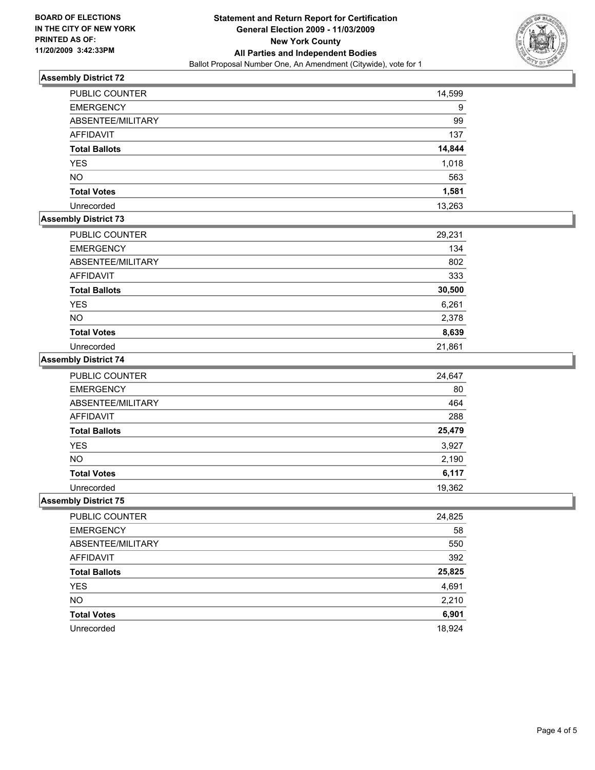BOARD OF ELECTIONS
IN THE CITY OF NEW YORK
PRINTED AS OF:
11/20/2009 3:42:33PM

**Statement and Return Report for Certification**
**General Election 2009 - 11/03/2009**
**New York County**
**All Parties and Independent Bodies**
Ballot Proposal Number One, An Amendment (Citywide), vote for 1

### Assembly District 72

| | |
|---|---|
| PUBLIC COUNTER | 14,599 |
| EMERGENCY | 9 |
| ABSENTEE/MILITARY | 99 |
| AFFIDAVIT | 137 |
| **Total Ballots** | **14,844** |
| YES | 1,018 |
| NO | 563 |
| **Total Votes** | **1,581** |
| Unrecorded | 13,263 |

### Assembly District 73

| | |
|---|---|
| PUBLIC COUNTER | 29,231 |
| EMERGENCY | 134 |
| ABSENTEE/MILITARY | 802 |
| AFFIDAVIT | 333 |
| **Total Ballots** | **30,500** |
| YES | 6,261 |
| NO | 2,378 |
| **Total Votes** | **8,639** |
| Unrecorded | 21,861 |

### Assembly District 74

| | |
|---|---|
| PUBLIC COUNTER | 24,647 |
| EMERGENCY | 80 |
| ABSENTEE/MILITARY | 464 |
| AFFIDAVIT | 288 |
| **Total Ballots** | **25,479** |
| YES | 3,927 |
| NO | 2,190 |
| **Total Votes** | **6,117** |
| Unrecorded | 19,362 |

### Assembly District 75

| | |
|---|---|
| PUBLIC COUNTER | 24,825 |
| EMERGENCY | 58 |
| ABSENTEE/MILITARY | 550 |
| AFFIDAVIT | 392 |
| **Total Ballots** | **25,825** |
| YES | 4,691 |
| NO | 2,210 |
| **Total Votes** | **6,901** |
| Unrecorded | 18,924 |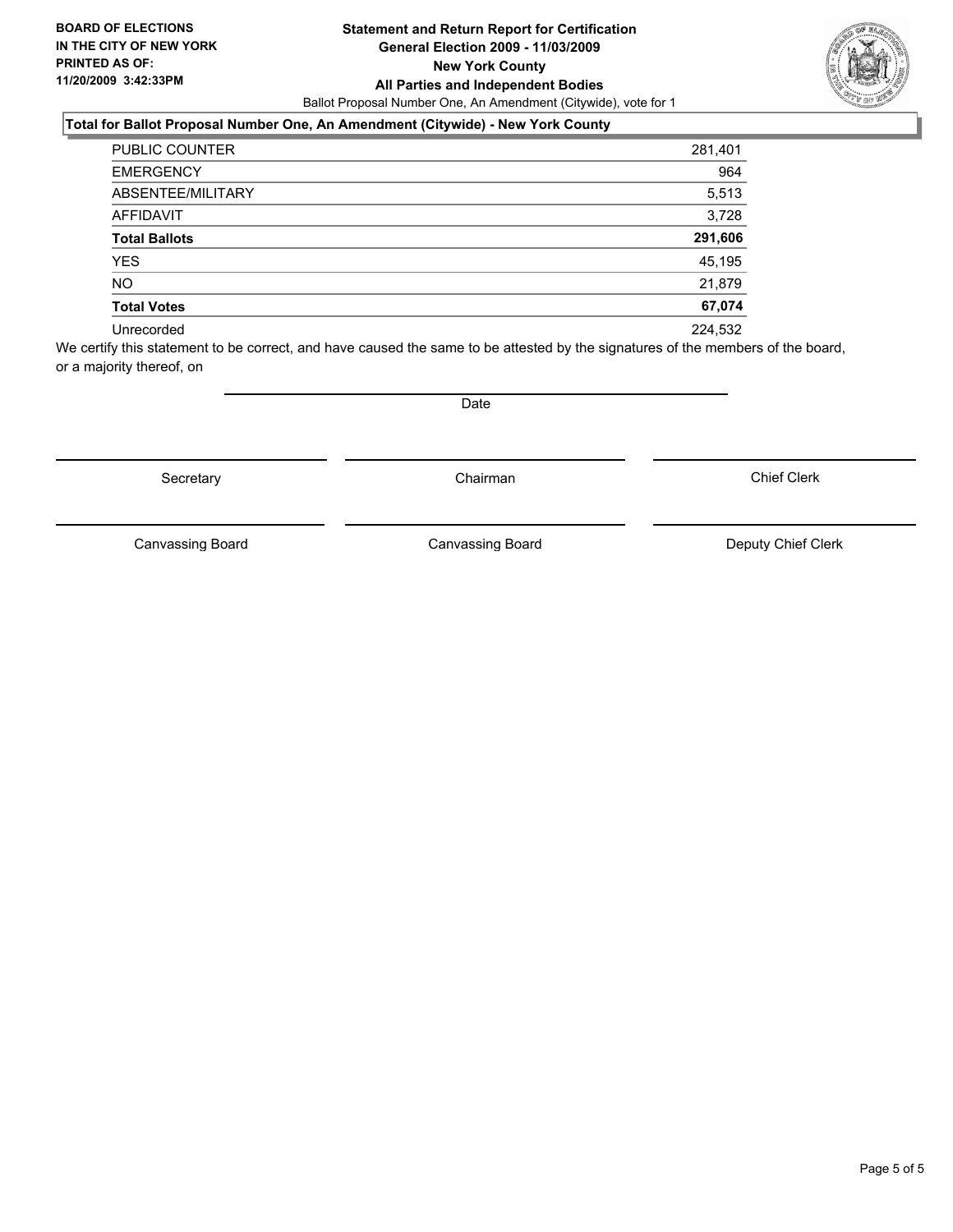**BOARD OF ELECTIONS IN THE CITY OF NEW YORK PRINTED AS OF: 11/20/2009 3:42:33PM**

**Statement and Return Report for Certification**
**General Election 2009 - 11/03/2009**
**New York County**
**All Parties and Independent Bodies**
Ballot Proposal Number One, An Amendment (Citywide), vote for 1

### Total for Ballot Proposal Number One, An Amendment (Citywide) - New York County

| | |
|---|---|
| PUBLIC COUNTER | 281,401 |
| EMERGENCY | 964 |
| ABSENTEE/MILITARY | 5,513 |
| AFFIDAVIT | 3,728 |
| **Total Ballots** | **291,606** |
| YES | 45,195 |
| NO | 21,879 |
| **Total Votes** | **67,074** |
| Unrecorded | 224,532 |

We certify this statement to be correct, and have caused the same to be attested by the signatures of the members of the board, or a majority thereof, on

Date

| | | |
|---|---|---|
| Secretary | Chairman | Chief Clerk |
| Canvassing Board | Canvassing Board | Deputy Chief Clerk |